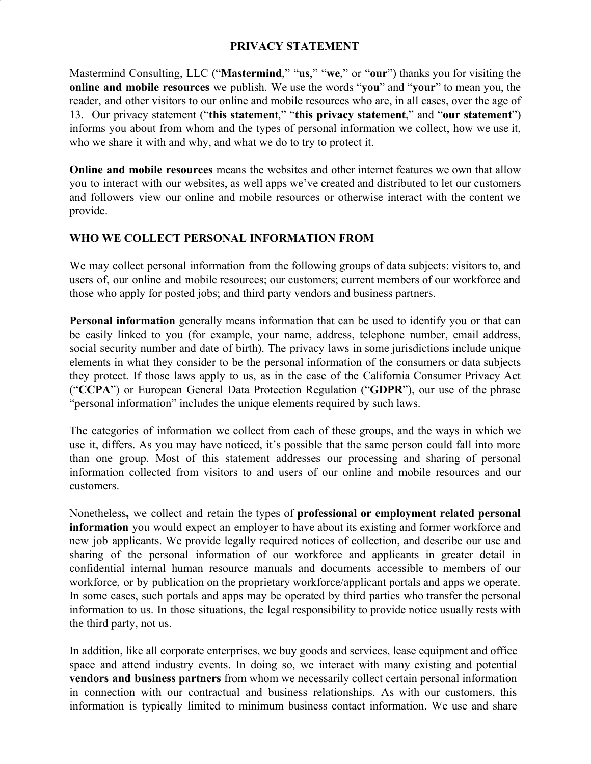# PRIVACY STATEMENT

Mastermind Consulting, LLC ("**Mastermind**," "**us**," "**we**," or "**our**") thanks you for visiting the **online and mobile resources** we publish. We use the words "**you**" and "**your**" to mean you, the reader, and other visitors to our online and mobile resources who are, in all cases, over the age of 13. Our privacy statement ("**this statemen**t," "**this privacy statement**," and "**our statement**") informs you about from whom and the types of personal information we collect, how we use it, who we share it with and why, and what we do to try to protect it.

**Online and mobile resources** means the websites and other internet features we own that allow you to interact with our websites, as well apps we've created and distributed to let our customers and followers view our online and mobile resources or otherwise interact with the content we provide.

## WHO WE COLLECT PERSONAL INFORMATION FROM

We may collect personal information from the following groups of data subjects: visitors to, and users of, our online and mobile resources; our customers; current members of our workforce and those who apply for posted jobs; and third party vendors and business partners.

**Personal information** generally means information that can be used to identify you or that can be easily linked to you (for example, your name, address, telephone number, email address, social security number and date of birth). The privacy laws in some jurisdictions include unique elements in what they consider to be the personal information of the consumers or data subjects they protect. If those laws apply to us, as in the case of the California Consumer Privacy Act ("**CCPA**") or European General Data Protection Regulation ("**GDPR**"), our use of the phrase "personal information" includes the unique elements required by such laws.

The categories of information we collect from each of these groups, and the ways in which we use it, differs. As you may have noticed, it's possible that the same person could fall into more than one group. Most of this statement addresses our processing and sharing of personal information collected from visitors to and users of our online and mobile resources and our customers.

Nonetheless**,** we collect and retain the types of **professional or employment related personal information** you would expect an employer to have about its existing and former workforce and new job applicants. We provide legally required notices of collection, and describe our use and sharing of the personal information of our workforce and applicants in greater detail in confidential internal human resource manuals and documents accessible to members of our workforce, or by publication on the proprietary workforce/applicant portals and apps we operate. In some cases, such portals and apps may be operated by third parties who transfer the personal information to us. In those situations, the legal responsibility to provide notice usually rests with the third party, not us.

In addition, like all corporate enterprises, we buy goods and services, lease equipment and office space and attend industry events. In doing so, we interact with many existing and potential **vendors and business partners** from whom we necessarily collect certain personal information in connection with our contractual and business relationships. As with our customers, this information is typically limited to minimum business contact information. We use and share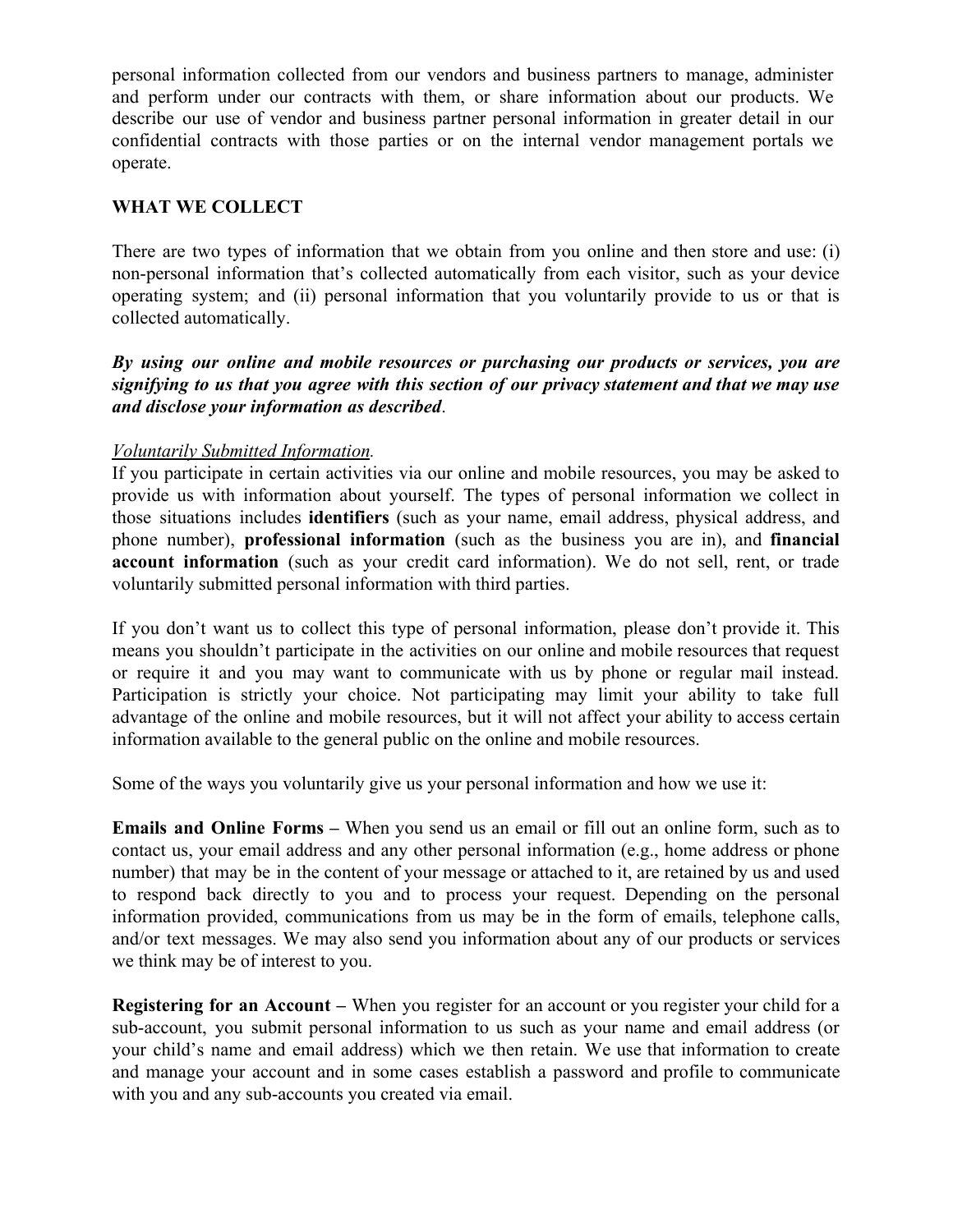personal information collected from our vendors and business partners to manage, administer and perform under our contracts with them, or share information about our products. We describe our use of vendor and business partner personal information in greater detail in our confidential contracts with those parties or on the internal vendor management portals we operate.

## WHAT WE COLLECT

There are two types of information that we obtain from you online and then store and use: (i) non-personal information that's collected automatically from each visitor, such as your device operating system; and (ii) personal information that you voluntarily provide to us or that is collected automatically.

***By using our online and mobile resources or purchasing our products or services, you are signifying to us that you agree with this section of our privacy statement and that we may use and disclose your information as described***.

*Voluntarily Submitted Information.*

If you participate in certain activities via our online and mobile resources, you may be asked to provide us with information about yourself. The types of personal information we collect in those situations includes **identifiers** (such as your name, email address, physical address, and phone number), **professional information** (such as the business you are in), and **financial account information** (such as your credit card information). We do not sell, rent, or trade voluntarily submitted personal information with third parties.

If you don't want us to collect this type of personal information, please don't provide it. This means you shouldn't participate in the activities on our online and mobile resources that request or require it and you may want to communicate with us by phone or regular mail instead. Participation is strictly your choice. Not participating may limit your ability to take full advantage of the online and mobile resources, but it will not affect your ability to access certain information available to the general public on the online and mobile resources.

Some of the ways you voluntarily give us your personal information and how we use it:

**Emails and Online Forms –** When you send us an email or fill out an online form, such as to contact us, your email address and any other personal information (e.g., home address or phone number) that may be in the content of your message or attached to it, are retained by us and used to respond back directly to you and to process your request. Depending on the personal information provided, communications from us may be in the form of emails, telephone calls, and/or text messages. We may also send you information about any of our products or services we think may be of interest to you.

**Registering for an Account –** When you register for an account or you register your child for a sub-account, you submit personal information to us such as your name and email address (or your child's name and email address) which we then retain. We use that information to create and manage your account and in some cases establish a password and profile to communicate with you and any sub-accounts you created via email.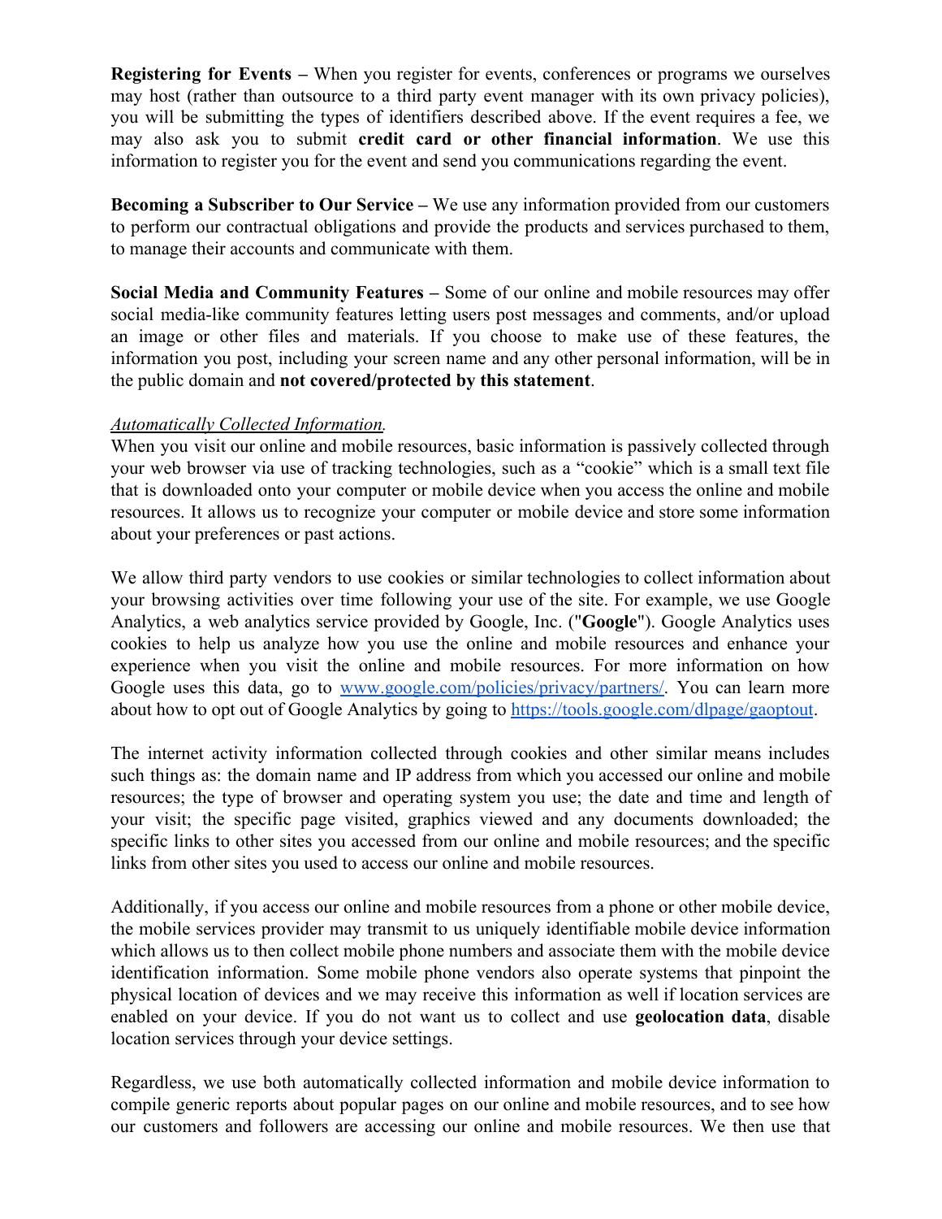**Registering for Events –** When you register for events, conferences or programs we ourselves may host (rather than outsource to a third party event manager with its own privacy policies), you will be submitting the types of identifiers described above. If the event requires a fee, we may also ask you to submit **credit card or other financial information**. We use this information to register you for the event and send you communications regarding the event.

**Becoming a Subscriber to Our Service –** We use any information provided from our customers to perform our contractual obligations and provide the products and services purchased to them, to manage their accounts and communicate with them.

**Social Media and Community Features –** Some of our online and mobile resources may offer social media-like community features letting users post messages and comments, and/or upload an image or other files and materials. If you choose to make use of these features, the information you post, including your screen name and any other personal information, will be in the public domain and **not covered/protected by this statement**.

*Automatically Collected Information.*
When you visit our online and mobile resources, basic information is passively collected through your web browser via use of tracking technologies, such as a "cookie" which is a small text file that is downloaded onto your computer or mobile device when you access the online and mobile resources. It allows us to recognize your computer or mobile device and store some information about your preferences or past actions.

We allow third party vendors to use cookies or similar technologies to collect information about your browsing activities over time following your use of the site. For example, we use Google Analytics, a web analytics service provided by Google, Inc. ("**Google**"). Google Analytics uses cookies to help us analyze how you use the online and mobile resources and enhance your experience when you visit the online and mobile resources. For more information on how Google uses this data, go to [www.google.com/policies/privacy/partners/](www.google.com/policies/privacy/partners/). You can learn more about how to opt out of Google Analytics by going to [https://tools.google.com/dlpage/gaoptout](https://tools.google.com/dlpage/gaoptout).

The internet activity information collected through cookies and other similar means includes such things as: the domain name and IP address from which you accessed our online and mobile resources; the type of browser and operating system you use; the date and time and length of your visit; the specific page visited, graphics viewed and any documents downloaded; the specific links to other sites you accessed from our online and mobile resources; and the specific links from other sites you used to access our online and mobile resources.

Additionally, if you access our online and mobile resources from a phone or other mobile device, the mobile services provider may transmit to us uniquely identifiable mobile device information which allows us to then collect mobile phone numbers and associate them with the mobile device identification information. Some mobile phone vendors also operate systems that pinpoint the physical location of devices and we may receive this information as well if location services are enabled on your device. If you do not want us to collect and use **geolocation data**, disable location services through your device settings.

Regardless, we use both automatically collected information and mobile device information to compile generic reports about popular pages on our online and mobile resources, and to see how our customers and followers are accessing our online and mobile resources. We then use that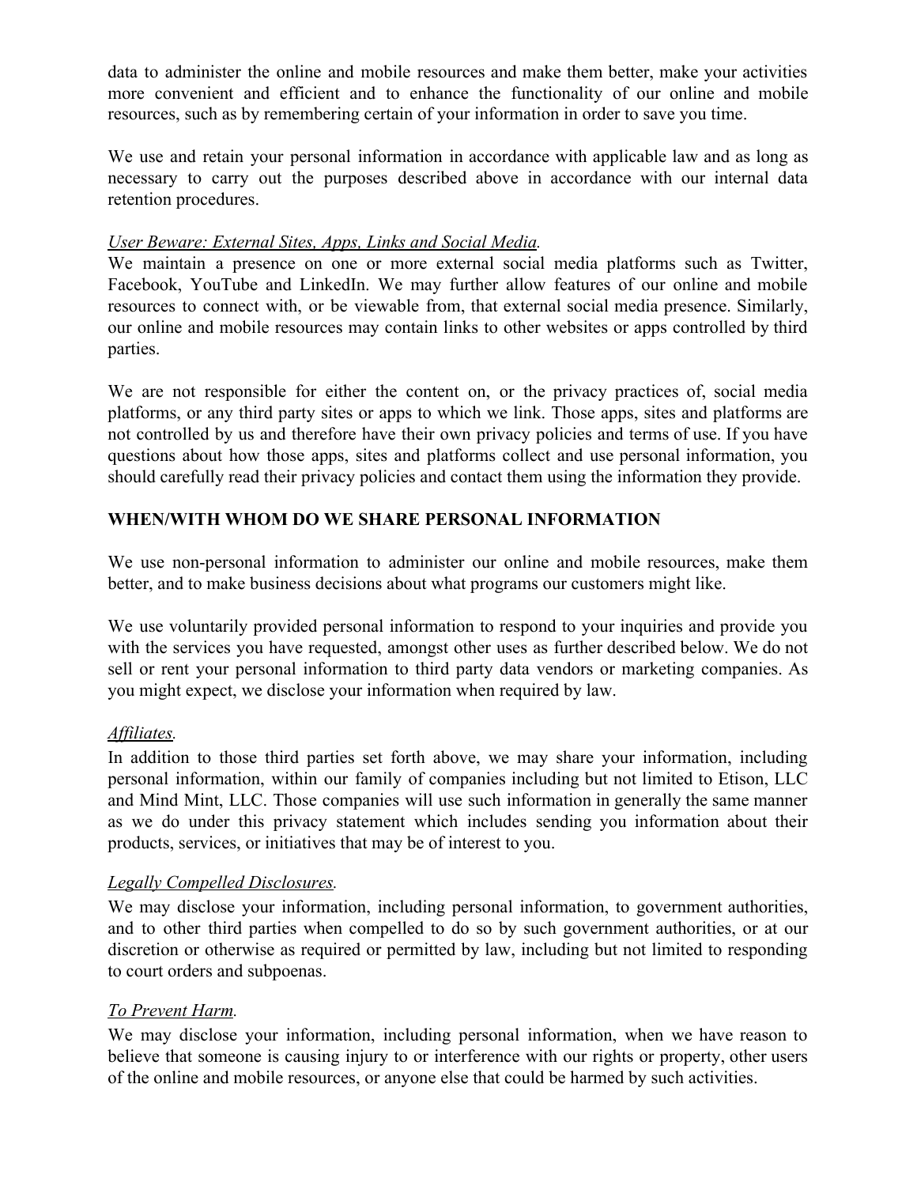data to administer the online and mobile resources and make them better, make your activities more convenient and efficient and to enhance the functionality of our online and mobile resources, such as by remembering certain of your information in order to save you time.

We use and retain your personal information in accordance with applicable law and as long as necessary to carry out the purposes described above in accordance with our internal data retention procedures.

*User Beware: External Sites, Apps, Links and Social Media.*

We maintain a presence on one or more external social media platforms such as Twitter, Facebook, YouTube and LinkedIn. We may further allow features of our online and mobile resources to connect with, or be viewable from, that external social media presence. Similarly, our online and mobile resources may contain links to other websites or apps controlled by third parties.

We are not responsible for either the content on, or the privacy practices of, social media platforms, or any third party sites or apps to which we link. Those apps, sites and platforms are not controlled by us and therefore have their own privacy policies and terms of use. If you have questions about how those apps, sites and platforms collect and use personal information, you should carefully read their privacy policies and contact them using the information they provide.

## WHEN/WITH WHOM DO WE SHARE PERSONAL INFORMATION

We use non-personal information to administer our online and mobile resources, make them better, and to make business decisions about what programs our customers might like.

We use voluntarily provided personal information to respond to your inquiries and provide you with the services you have requested, amongst other uses as further described below. We do not sell or rent your personal information to third party data vendors or marketing companies. As you might expect, we disclose your information when required by law.

*Affiliates.*

In addition to those third parties set forth above, we may share your information, including personal information, within our family of companies including but not limited to Etison, LLC and Mind Mint, LLC. Those companies will use such information in generally the same manner as we do under this privacy statement which includes sending you information about their products, services, or initiatives that may be of interest to you.

*Legally Compelled Disclosures.*

We may disclose your information, including personal information, to government authorities, and to other third parties when compelled to do so by such government authorities, or at our discretion or otherwise as required or permitted by law, including but not limited to responding to court orders and subpoenas.

*To Prevent Harm.*

We may disclose your information, including personal information, when we have reason to believe that someone is causing injury to or interference with our rights or property, other users of the online and mobile resources, or anyone else that could be harmed by such activities.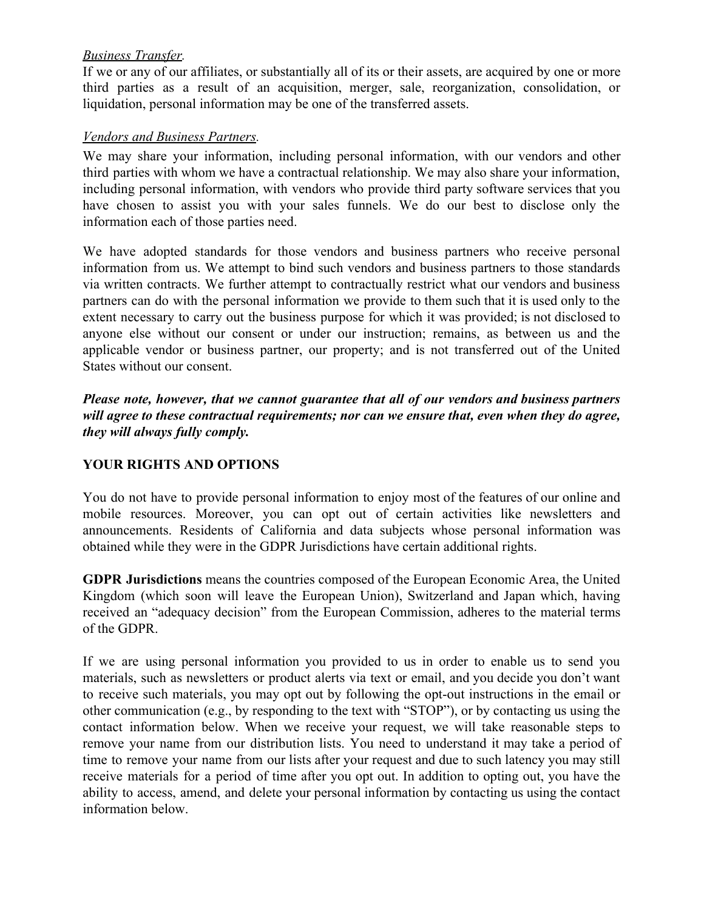*Business Transfer.*

If we or any of our affiliates, or substantially all of its or their assets, are acquired by one or more third parties as a result of an acquisition, merger, sale, reorganization, consolidation, or liquidation, personal information may be one of the transferred assets.

*Vendors and Business Partners.*

We may share your information, including personal information, with our vendors and other third parties with whom we have a contractual relationship. We may also share your information, including personal information, with vendors who provide third party software services that you have chosen to assist you with your sales funnels. We do our best to disclose only the information each of those parties need.

We have adopted standards for those vendors and business partners who receive personal information from us. We attempt to bind such vendors and business partners to those standards via written contracts. We further attempt to contractually restrict what our vendors and business partners can do with the personal information we provide to them such that it is used only to the extent necessary to carry out the business purpose for which it was provided; is not disclosed to anyone else without our consent or under our instruction; remains, as between us and the applicable vendor or business partner, our property; and is not transferred out of the United States without our consent.

***Please note, however, that we cannot guarantee that all of our vendors and business partners will agree to these contractual requirements; nor can we ensure that, even when they do agree, they will always fully comply.***

## YOUR RIGHTS AND OPTIONS

You do not have to provide personal information to enjoy most of the features of our online and mobile resources. Moreover, you can opt out of certain activities like newsletters and announcements. Residents of California and data subjects whose personal information was obtained while they were in the GDPR Jurisdictions have certain additional rights.

**GDPR Jurisdictions** means the countries composed of the European Economic Area, the United Kingdom (which soon will leave the European Union), Switzerland and Japan which, having received an "adequacy decision" from the European Commission, adheres to the material terms of the GDPR.

If we are using personal information you provided to us in order to enable us to send you materials, such as newsletters or product alerts via text or email, and you decide you don't want to receive such materials, you may opt out by following the opt-out instructions in the email or other communication (e.g., by responding to the text with "STOP"), or by contacting us using the contact information below. When we receive your request, we will take reasonable steps to remove your name from our distribution lists. You need to understand it may take a period of time to remove your name from our lists after your request and due to such latency you may still receive materials for a period of time after you opt out. In addition to opting out, you have the ability to access, amend, and delete your personal information by contacting us using the contact information below.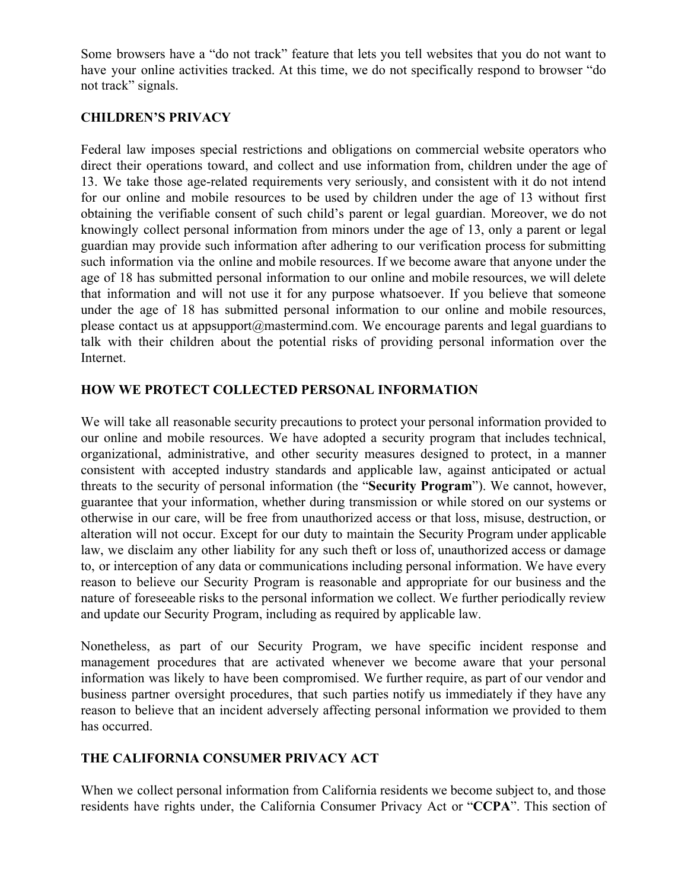Some browsers have a "do not track" feature that lets you tell websites that you do not want to have your online activities tracked. At this time, we do not specifically respond to browser "do not track" signals.

## CHILDREN'S PRIVACY

Federal law imposes special restrictions and obligations on commercial website operators who direct their operations toward, and collect and use information from, children under the age of 13. We take those age-related requirements very seriously, and consistent with it do not intend for our online and mobile resources to be used by children under the age of 13 without first obtaining the verifiable consent of such child's parent or legal guardian. Moreover, we do not knowingly collect personal information from minors under the age of 13, only a parent or legal guardian may provide such information after adhering to our verification process for submitting such information via the online and mobile resources. If we become aware that anyone under the age of 18 has submitted personal information to our online and mobile resources, we will delete that information and will not use it for any purpose whatsoever. If you believe that someone under the age of 18 has submitted personal information to our online and mobile resources, please contact us at appsupport@mastermind.com. We encourage parents and legal guardians to talk with their children about the potential risks of providing personal information over the Internet.

## HOW WE PROTECT COLLECTED PERSONAL INFORMATION

We will take all reasonable security precautions to protect your personal information provided to our online and mobile resources. We have adopted a security program that includes technical, organizational, administrative, and other security measures designed to protect, in a manner consistent with accepted industry standards and applicable law, against anticipated or actual threats to the security of personal information (the "**Security Program**"). We cannot, however, guarantee that your information, whether during transmission or while stored on our systems or otherwise in our care, will be free from unauthorized access or that loss, misuse, destruction, or alteration will not occur. Except for our duty to maintain the Security Program under applicable law, we disclaim any other liability for any such theft or loss of, unauthorized access or damage to, or interception of any data or communications including personal information. We have every reason to believe our Security Program is reasonable and appropriate for our business and the nature of foreseeable risks to the personal information we collect. We further periodically review and update our Security Program, including as required by applicable law.

Nonetheless, as part of our Security Program, we have specific incident response and management procedures that are activated whenever we become aware that your personal information was likely to have been compromised. We further require, as part of our vendor and business partner oversight procedures, that such parties notify us immediately if they have any reason to believe that an incident adversely affecting personal information we provided to them has occurred.

## THE CALIFORNIA CONSUMER PRIVACY ACT

When we collect personal information from California residents we become subject to, and those residents have rights under, the California Consumer Privacy Act or "**CCPA**". This section of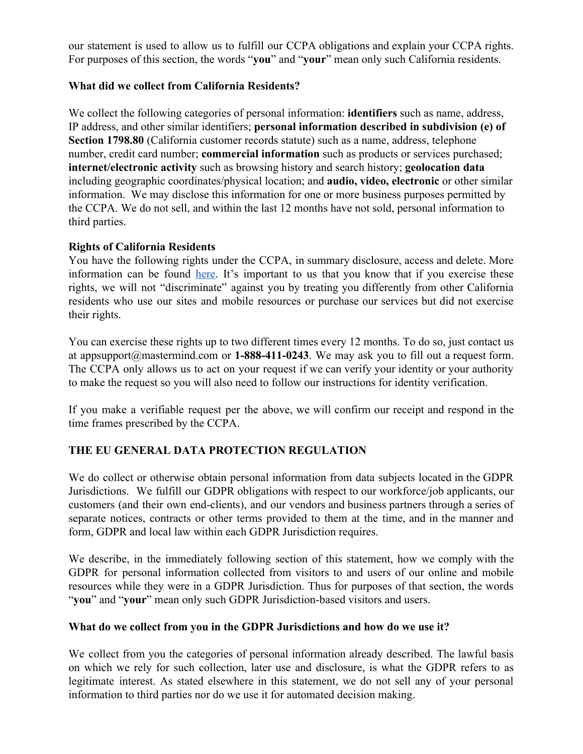our statement is used to allow us to fulfill our CCPA obligations and explain your CCPA rights. For purposes of this section, the words "**you**" and "**your**" mean only such California residents.

**What did we collect from California Residents?**

We collect the following categories of personal information: **identifiers** such as name, address, IP address, and other similar identifiers; **personal information described in subdivision (e) of Section 1798.80** (California customer records statute) such as a name, address, telephone number, credit card number; **commercial information** such as products or services purchased; **internet/electronic activity** such as browsing history and search history; **geolocation data** including geographic coordinates/physical location; and **audio, video, electronic** or other similar information. We may disclose this information for one or more business purposes permitted by the CCPA. We do not sell, and within the last 12 months have not sold, personal information to third parties.

**Rights of California Residents**

You have the following rights under the CCPA, in summary disclosure, access and delete. More information can be found here. It's important to us that you know that if you exercise these rights, we will not "discriminate" against you by treating you differently from other California residents who use our sites and mobile resources or purchase our services but did not exercise their rights.

You can exercise these rights up to two different times every 12 months. To do so, just contact us at appsupport@mastermind.com or **1-888-411-0243**. We may ask you to fill out a request form. The CCPA only allows us to act on your request if we can verify your identity or your authority to make the request so you will also need to follow our instructions for identity verification.

If you make a verifiable request per the above, we will confirm our receipt and respond in the time frames prescribed by the CCPA.

## THE EU GENERAL DATA PROTECTION REGULATION

We do collect or otherwise obtain personal information from data subjects located in the GDPR Jurisdictions. We fulfill our GDPR obligations with respect to our workforce/job applicants, our customers (and their own end-clients), and our vendors and business partners through a series of separate notices, contracts or other terms provided to them at the time, and in the manner and form, GDPR and local law within each GDPR Jurisdiction requires.

We describe, in the immediately following section of this statement, how we comply with the GDPR for personal information collected from visitors to and users of our online and mobile resources while they were in a GDPR Jurisdiction. Thus for purposes of that section, the words "**you**" and "**your**" mean only such GDPR Jurisdiction-based visitors and users.

**What do we collect from you in the GDPR Jurisdictions and how do we use it?**

We collect from you the categories of personal information already described. The lawful basis on which we rely for such collection, later use and disclosure, is what the GDPR refers to as legitimate interest. As stated elsewhere in this statement, we do not sell any of your personal information to third parties nor do we use it for automated decision making.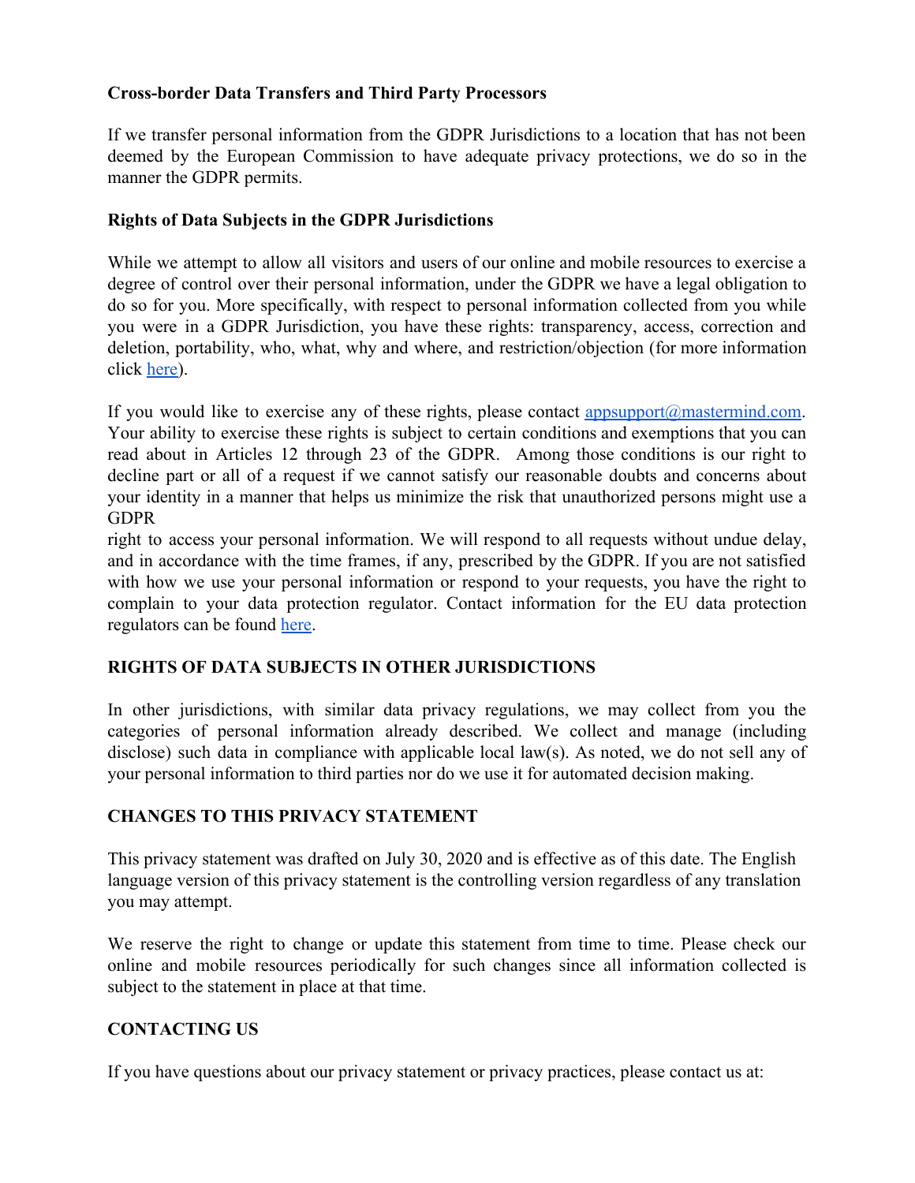### Cross-border Data Transfers and Third Party Processors

If we transfer personal information from the GDPR Jurisdictions to a location that has not been deemed by the European Commission to have adequate privacy protections, we do so in the manner the GDPR permits.

### Rights of Data Subjects in the GDPR Jurisdictions

While we attempt to allow all visitors and users of our online and mobile resources to exercise a degree of control over their personal information, under the GDPR we have a legal obligation to do so for you. More specifically, with respect to personal information collected from you while you were in a GDPR Jurisdiction, you have these rights: transparency, access, correction and deletion, portability, who, what, why and where, and restriction/objection (for more information click here).

If you would like to exercise any of these rights, please contact appsupport@mastermind.com. Your ability to exercise these rights is subject to certain conditions and exemptions that you can read about in Articles 12 through 23 of the GDPR. Among those conditions is our right to decline part or all of a request if we cannot satisfy our reasonable doubts and concerns about your identity in a manner that helps us minimize the risk that unauthorized persons might use a GDPR right to access your personal information. We will respond to all requests without undue delay, and in accordance with the time frames, if any, prescribed by the GDPR. If you are not satisfied with how we use your personal information or respond to your requests, you have the right to complain to your data protection regulator. Contact information for the EU data protection regulators can be found here.

### RIGHTS OF DATA SUBJECTS IN OTHER JURISDICTIONS

In other jurisdictions, with similar data privacy regulations, we may collect from you the categories of personal information already described. We collect and manage (including disclose) such data in compliance with applicable local law(s). As noted, we do not sell any of your personal information to third parties nor do we use it for automated decision making.

### CHANGES TO THIS PRIVACY STATEMENT

This privacy statement was drafted on July 30, 2020 and is effective as of this date. The English language version of this privacy statement is the controlling version regardless of any translation you may attempt.

We reserve the right to change or update this statement from time to time. Please check our online and mobile resources periodically for such changes since all information collected is subject to the statement in place at that time.

### CONTACTING US

If you have questions about our privacy statement or privacy practices, please contact us at: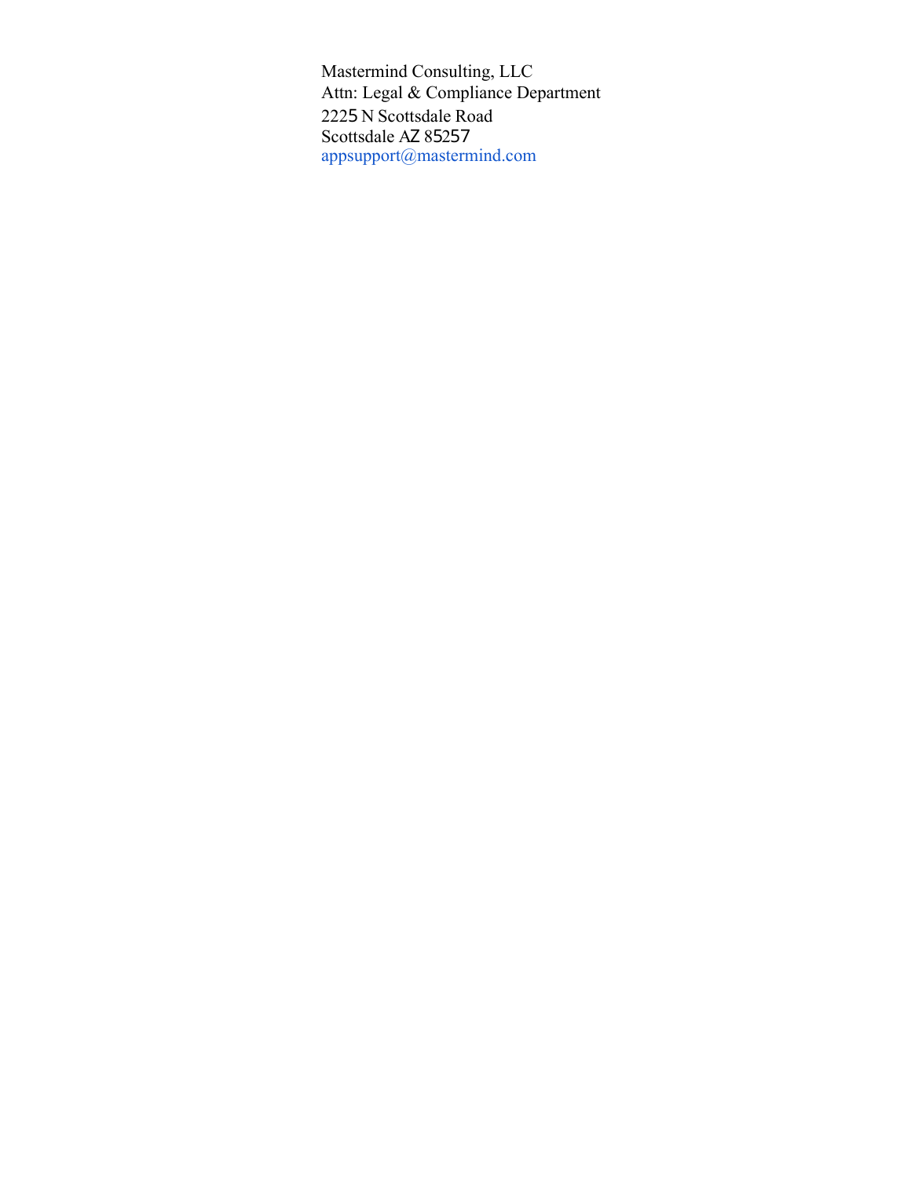Mastermind Consulting, LLC  
Attn: Legal & Compliance Department  
2225 N Scottsdale Road  
Scottsdale AZ 85257  
appsupport@mastermind.com